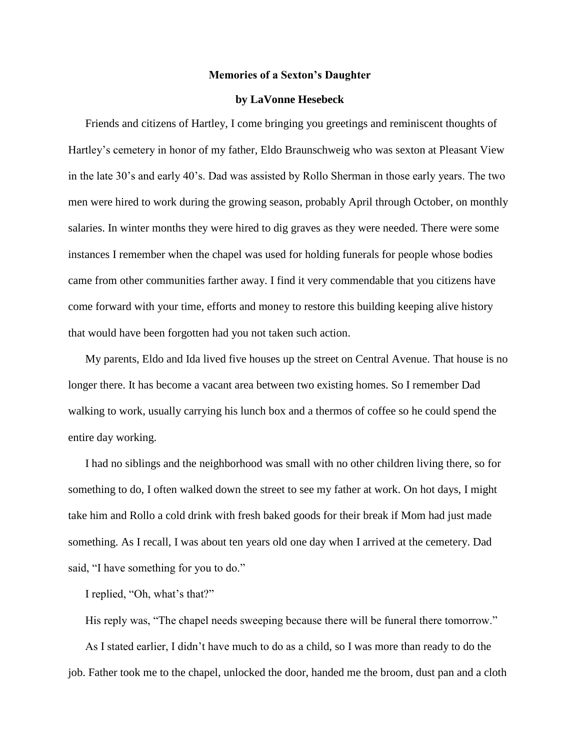# Memories of a Sexton's Daughter

**by LaVonne Hesebeck**

Friends and citizens of Hartley, I come bringing you greetings and reminiscent thoughts of Hartley's cemetery in honor of my father, Eldo Braunschweig who was sexton at Pleasant View in the late 30's and early 40's. Dad was assisted by Rollo Sherman in those early years. The two men were hired to work during the growing season, probably April through October, on monthly salaries. In winter months they were hired to dig graves as they were needed. There were some instances I remember when the chapel was used for holding funerals for people whose bodies came from other communities farther away. I find it very commendable that you citizens have come forward with your time, efforts and money to restore this building keeping alive history that would have been forgotten had you not taken such action.

My parents, Eldo and Ida lived five houses up the street on Central Avenue. That house is no longer there. It has become a vacant area between two existing homes. So I remember Dad walking to work, usually carrying his lunch box and a thermos of coffee so he could spend the entire day working.

I had no siblings and the neighborhood was small with no other children living there, so for something to do, I often walked down the street to see my father at work. On hot days, I might take him and Rollo a cold drink with fresh baked goods for their break if Mom had just made something. As I recall, I was about ten years old one day when I arrived at the cemetery. Dad said, "I have something for you to do."

I replied, "Oh, what's that?"

His reply was, "The chapel needs sweeping because there will be funeral there tomorrow."

As I stated earlier, I didn't have much to do as a child, so I was more than ready to do the job. Father took me to the chapel, unlocked the door, handed me the broom, dust pan and a cloth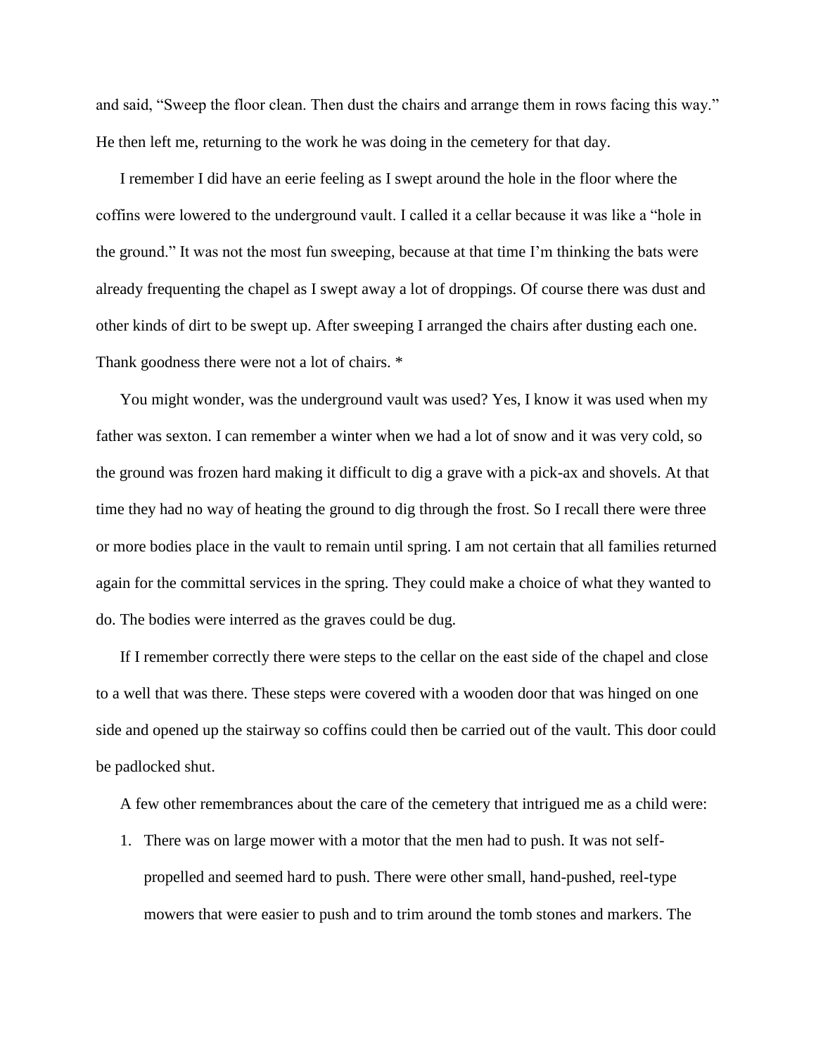and said, "Sweep the floor clean. Then dust the chairs and arrange them in rows facing this way." He then left me, returning to the work he was doing in the cemetery for that day.

I remember I did have an eerie feeling as I swept around the hole in the floor where the coffins were lowered to the underground vault. I called it a cellar because it was like a "hole in the ground." It was not the most fun sweeping, because at that time I'm thinking the bats were already frequenting the chapel as I swept away a lot of droppings. Of course there was dust and other kinds of dirt to be swept up. After sweeping I arranged the chairs after dusting each one. Thank goodness there were not a lot of chairs. *

You might wonder, was the underground vault was used? Yes, I know it was used when my father was sexton. I can remember a winter when we had a lot of snow and it was very cold, so the ground was frozen hard making it difficult to dig a grave with a pick-ax and shovels. At that time they had no way of heating the ground to dig through the frost. So I recall there were three or more bodies place in the vault to remain until spring. I am not certain that all families returned again for the committal services in the spring. They could make a choice of what they wanted to do. The bodies were interred as the graves could be dug.

If I remember correctly there were steps to the cellar on the east side of the chapel and close to a well that was there. These steps were covered with a wooden door that was hinged on one side and opened up the stairway so coffins could then be carried out of the vault. This door could be padlocked shut.

A few other remembrances about the care of the cemetery that intrigued me as a child were:

1. There was on large mower with a motor that the men had to push. It was not self-propelled and seemed hard to push. There were other small, hand-pushed, reel-type mowers that were easier to push and to trim around the tomb stones and markers. The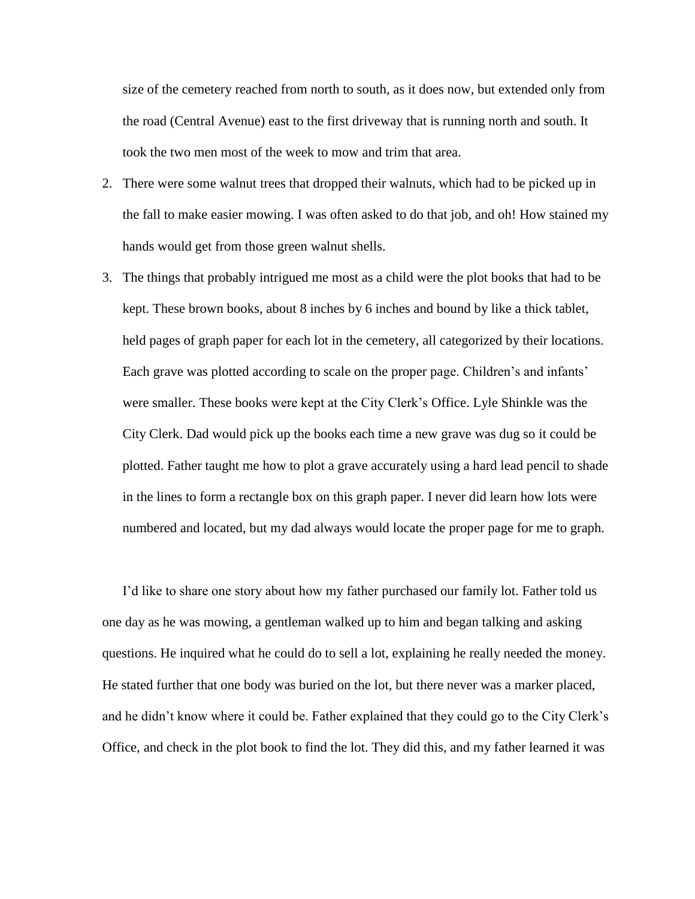size of the cemetery reached from north to south, as it does now, but extended only from the road (Central Avenue) east to the first driveway that is running north and south. It took the two men most of the week to mow and trim that area.

2. There were some walnut trees that dropped their walnuts, which had to be picked up in the fall to make easier mowing. I was often asked to do that job, and oh! How stained my hands would get from those green walnut shells.
3. The things that probably intrigued me most as a child were the plot books that had to be kept. These brown books, about 8 inches by 6 inches and bound by like a thick tablet, held pages of graph paper for each lot in the cemetery, all categorized by their locations. Each grave was plotted according to scale on the proper page. Children's and infants' were smaller. These books were kept at the City Clerk's Office. Lyle Shinkle was the City Clerk. Dad would pick up the books each time a new grave was dug so it could be plotted. Father taught me how to plot a grave accurately using a hard lead pencil to shade in the lines to form a rectangle box on this graph paper. I never did learn how lots were numbered and located, but my dad always would locate the proper page for me to graph.

I'd like to share one story about how my father purchased our family lot. Father told us one day as he was mowing, a gentleman walked up to him and began talking and asking questions. He inquired what he could do to sell a lot, explaining he really needed the money. He stated further that one body was buried on the lot, but there never was a marker placed, and he didn't know where it could be. Father explained that they could go to the City Clerk's Office, and check in the plot book to find the lot. They did this, and my father learned it was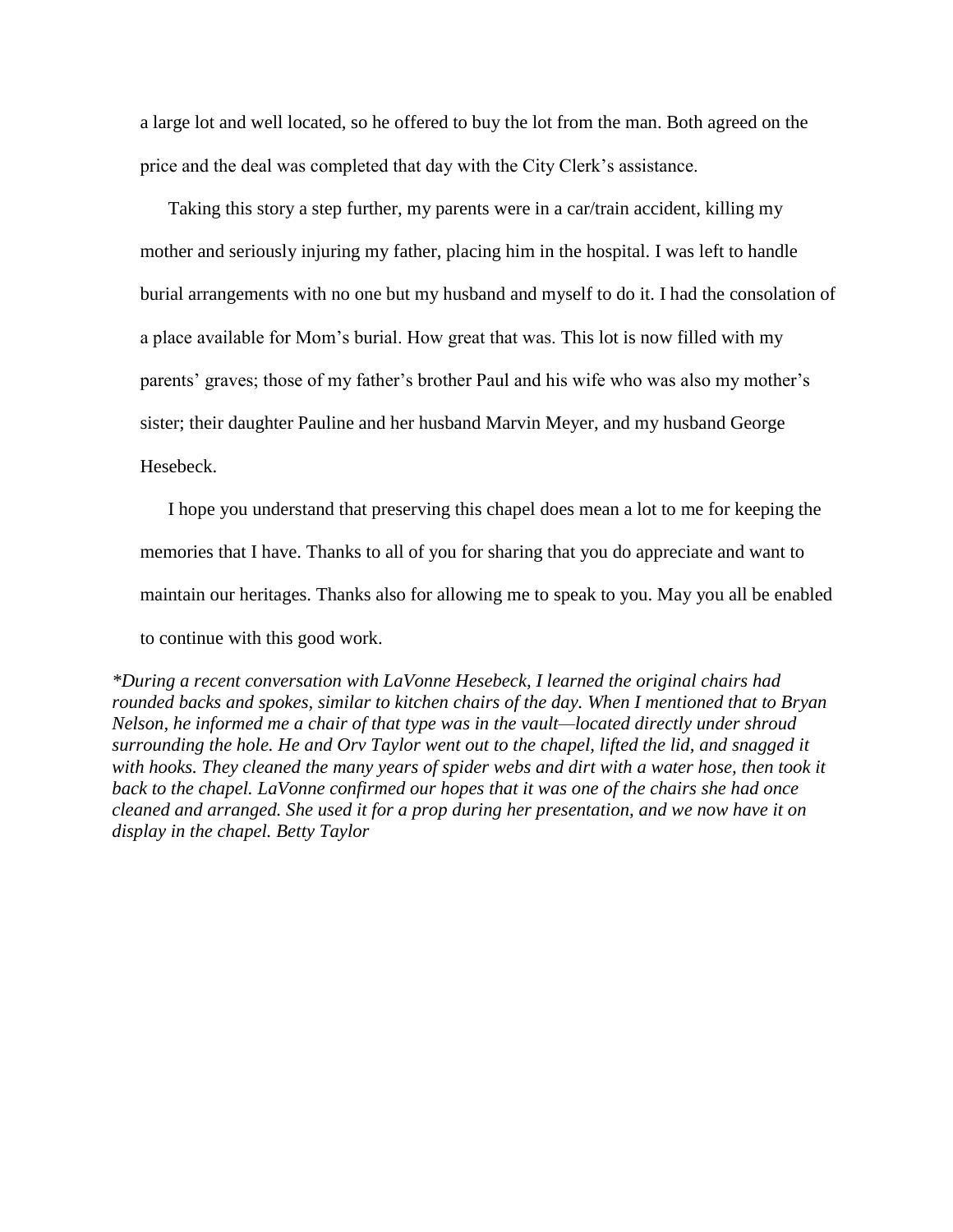a large lot and well located, so he offered to buy the lot from the man. Both agreed on the price and the deal was completed that day with the City Clerk's assistance.

Taking this story a step further, my parents were in a car/train accident, killing my mother and seriously injuring my father, placing him in the hospital. I was left to handle burial arrangements with no one but my husband and myself to do it. I had the consolation of a place available for Mom's burial. How great that was. This lot is now filled with my parents' graves; those of my father's brother Paul and his wife who was also my mother's sister; their daughter Pauline and her husband Marvin Meyer, and my husband George Hesebeck.

I hope you understand that preserving this chapel does mean a lot to me for keeping the memories that I have. Thanks to all of you for sharing that you do appreciate and want to maintain our heritages. Thanks also for allowing me to speak to you. May you all be enabled to continue with this good work.

*\*During a recent conversation with LaVonne Hesebeck, I learned the original chairs had rounded backs and spokes, similar to kitchen chairs of the day. When I mentioned that to Bryan Nelson, he informed me a chair of that type was in the vault—located directly under shroud surrounding the hole. He and Orv Taylor went out to the chapel, lifted the lid, and snagged it with hooks. They cleaned the many years of spider webs and dirt with a water hose, then took it back to the chapel. LaVonne confirmed our hopes that it was one of the chairs she had once cleaned and arranged. She used it for a prop during her presentation, and we now have it on display in the chapel. Betty Taylor*